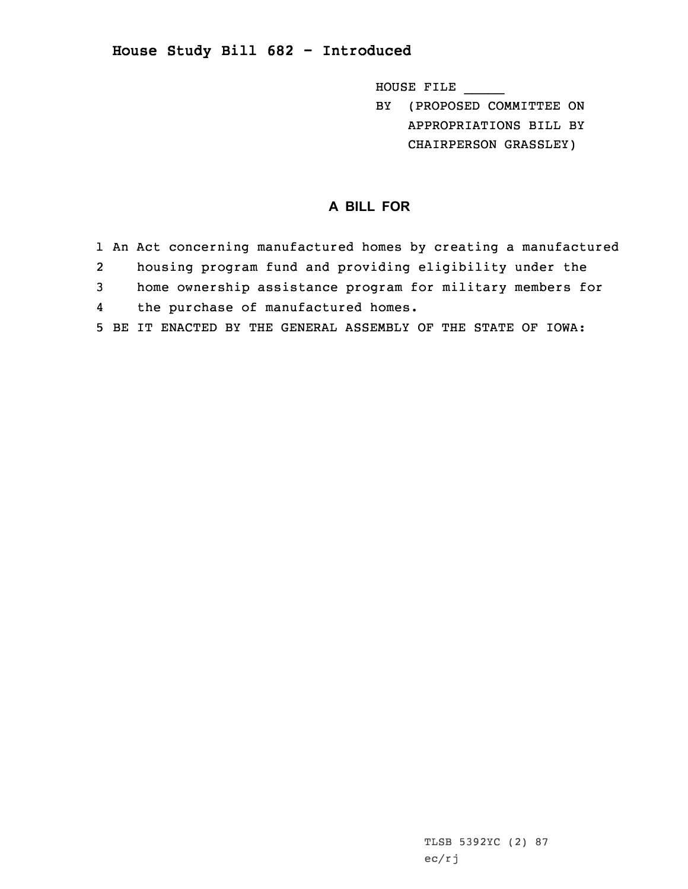## House Study Bill 682 - Introduced

HOUSE FILE _____
BY (PROPOSED COMMITTEE ON APPROPRIATIONS BILL BY CHAIRPERSON GRASSLEY)

### A BILL FOR

1 An Act concerning manufactured homes by creating a manufactured
2 housing program fund and providing eligibility under the
3 home ownership assistance program for military members for
4 the purchase of manufactured homes.
5 BE IT ENACTED BY THE GENERAL ASSEMBLY OF THE STATE OF IOWA:

TLSB 5392YC (2) 87
ec/rj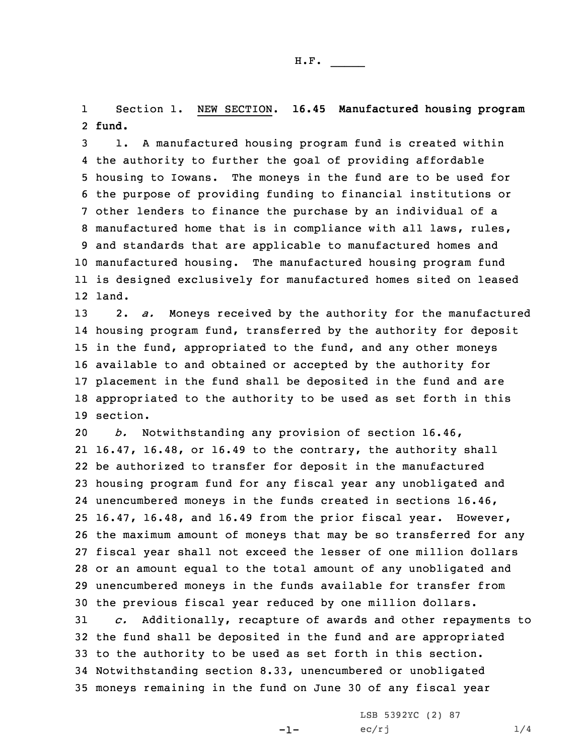H.F. _____

Section 1. NEW SECTION. **16.45 Manufactured housing program fund.**

1. A manufactured housing program fund is created within the authority to further the goal of providing affordable housing to Iowans. The moneys in the fund are to be used for the purpose of providing funding to financial institutions or other lenders to finance the purchase by an individual of a manufactured home that is in compliance with all laws, rules, and standards that are applicable to manufactured homes and manufactured housing. The manufactured housing program fund is designed exclusively for manufactured homes sited on leased land.

2. *a.* Moneys received by the authority for the manufactured housing program fund, transferred by the authority for deposit in the fund, appropriated to the fund, and any other moneys available to and obtained or accepted by the authority for placement in the fund shall be deposited in the fund and are appropriated to the authority to be used as set forth in this section.

*b.* Notwithstanding any provision of section 16.46, 16.47, 16.48, or 16.49 to the contrary, the authority shall be authorized to transfer for deposit in the manufactured housing program fund for any fiscal year any unobligated and unencumbered moneys in the funds created in sections 16.46, 16.47, 16.48, and 16.49 from the prior fiscal year. However, the maximum amount of moneys that may be so transferred for any fiscal year shall not exceed the lesser of one million dollars or an amount equal to the total amount of any unobligated and unencumbered moneys in the funds available for transfer from the previous fiscal year reduced by one million dollars.

*c.* Additionally, recapture of awards and other repayments to the fund shall be deposited in the fund and are appropriated to the authority to be used as set forth in this section. Notwithstanding section 8.33, unencumbered or unobligated moneys remaining in the fund on June 30 of any fiscal year

LSB 5392YC (2) 87
ec/rj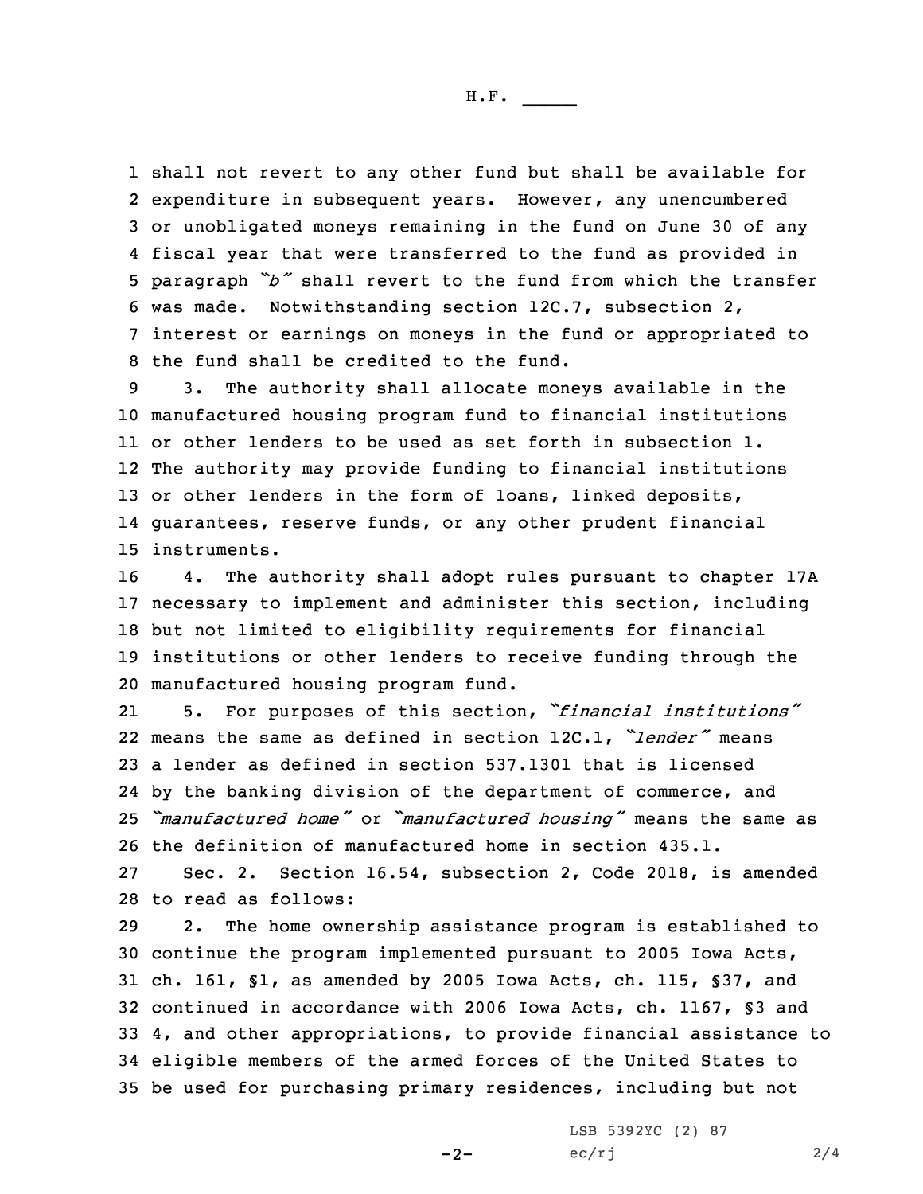shall not revert to any other fund but shall be available for expenditure in subsequent years. However, any unencumbered or unobligated moneys remaining in the fund on June 30 of any fiscal year that were transferred to the fund as provided in paragraph *"b"* shall revert to the fund from which the transfer was made. Notwithstanding section 12C.7, subsection 2, interest or earnings on moneys in the fund or appropriated to the fund shall be credited to the fund.

3. The authority shall allocate moneys available in the manufactured housing program fund to financial institutions or other lenders to be used as set forth in subsection 1. The authority may provide funding to financial institutions or other lenders in the form of loans, linked deposits, guarantees, reserve funds, or any other prudent financial instruments.

4. The authority shall adopt rules pursuant to chapter 17A necessary to implement and administer this section, including but not limited to eligibility requirements for financial institutions or other lenders to receive funding through the manufactured housing program fund.

5. For purposes of this section, *"financial institutions"* means the same as defined in section 12C.1, *"lender"* means a lender as defined in section 537.1301 that is licensed by the banking division of the department of commerce, and *"manufactured home"* or *"manufactured housing"* means the same as the definition of manufactured home in section 435.1.

Sec. 2. Section 16.54, subsection 2, Code 2018, is amended to read as follows:

2. The home ownership assistance program is established to continue the program implemented pursuant to 2005 Iowa Acts, ch. 161, §1, as amended by 2005 Iowa Acts, ch. 115, §37, and continued in accordance with 2006 Iowa Acts, ch. 1167, §3 and 4, and other appropriations, to provide financial assistance to eligible members of the armed forces of the United States to be used for purchasing primary residences<u>, including but not</u>

LSB 5392YC (2) 87
ec/rj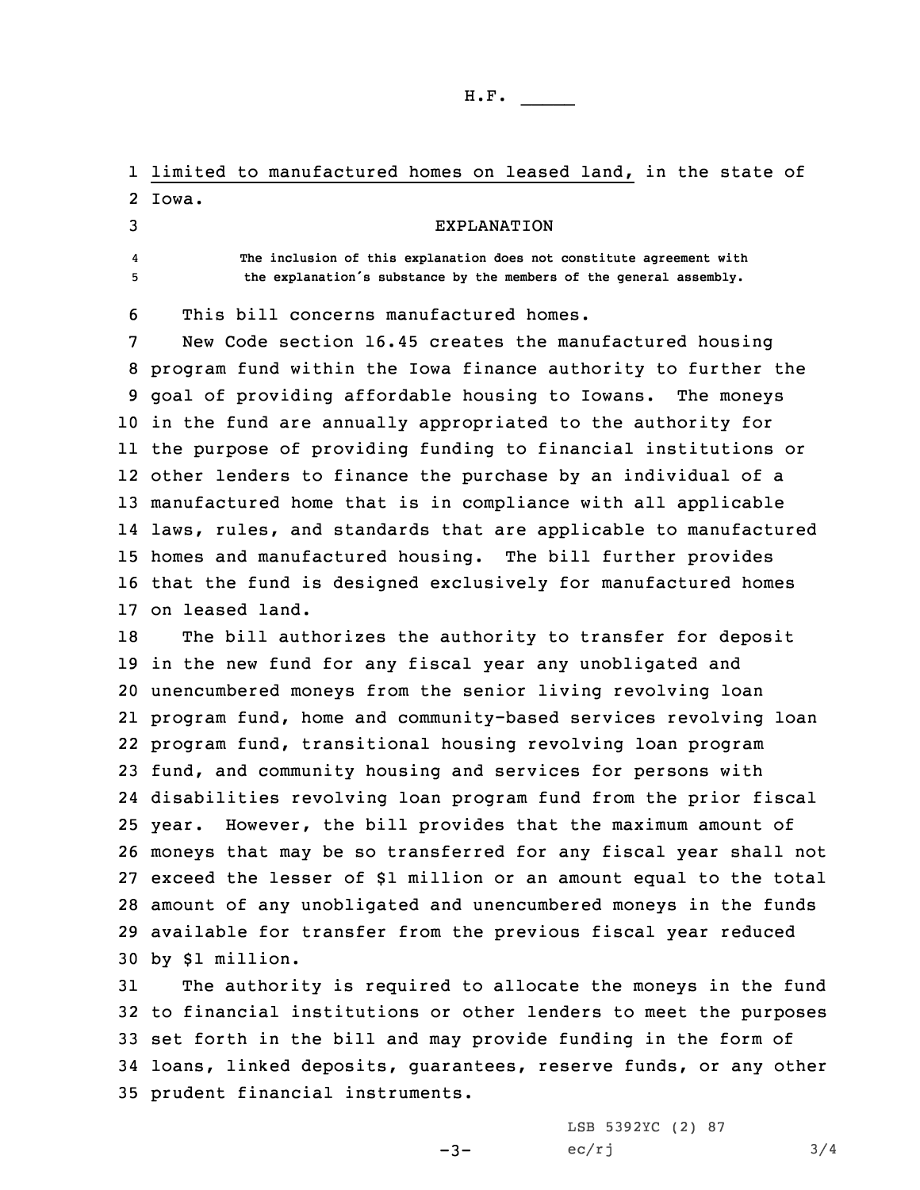limited to manufactured homes on leased land, in the state of Iowa.

EXPLANATION

The inclusion of this explanation does not constitute agreement with the explanation's substance by the members of the general assembly.

This bill concerns manufactured homes.

New Code section 16.45 creates the manufactured housing program fund within the Iowa finance authority to further the goal of providing affordable housing to Iowans. The moneys in the fund are annually appropriated to the authority for the purpose of providing funding to financial institutions or other lenders to finance the purchase by an individual of a manufactured home that is in compliance with all applicable laws, rules, and standards that are applicable to manufactured homes and manufactured housing. The bill further provides that the fund is designed exclusively for manufactured homes on leased land.

The bill authorizes the authority to transfer for deposit in the new fund for any fiscal year any unobligated and unencumbered moneys from the senior living revolving loan program fund, home and community-based services revolving loan program fund, transitional housing revolving loan program fund, and community housing and services for persons with disabilities revolving loan program fund from the prior fiscal year. However, the bill provides that the maximum amount of moneys that may be so transferred for any fiscal year shall not exceed the lesser of $1 million or an amount equal to the total amount of any unobligated and unencumbered moneys in the funds available for transfer from the previous fiscal year reduced by $1 million.

The authority is required to allocate the moneys in the fund to financial institutions or other lenders to meet the purposes set forth in the bill and may provide funding in the form of loans, linked deposits, guarantees, reserve funds, or any other prudent financial instruments.

LSB 5392YC (2) 87
ec/rj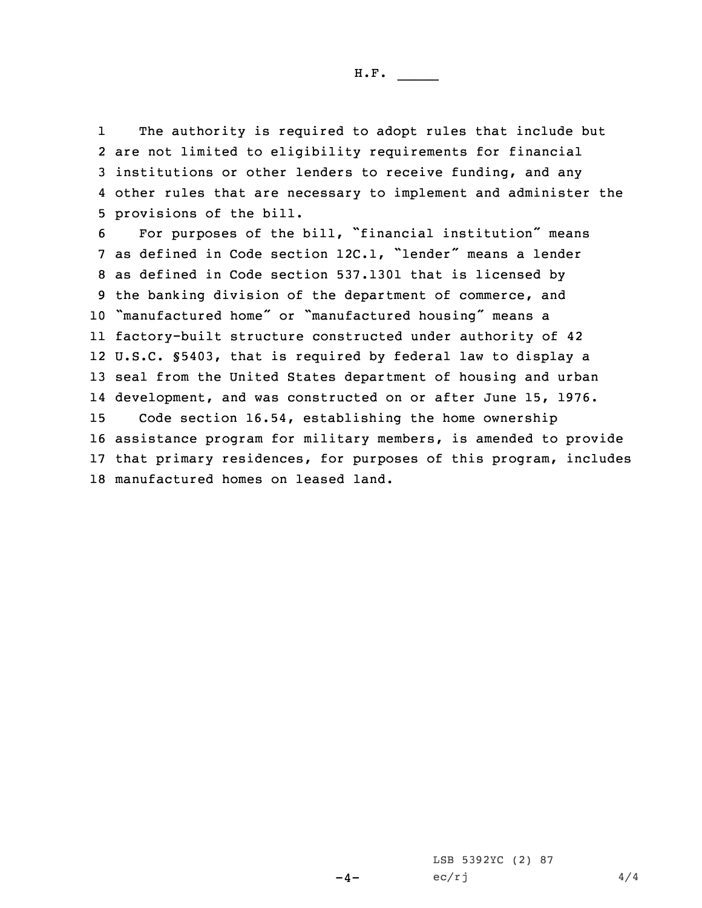The authority is required to adopt rules that include but are not limited to eligibility requirements for financial institutions or other lenders to receive funding, and any other rules that are necessary to implement and administer the provisions of the bill.

For purposes of the bill, "financial institution" means as defined in Code section 12C.1, "lender" means a lender as defined in Code section 537.1301 that is licensed by the banking division of the department of commerce, and "manufactured home" or "manufactured housing" means a factory-built structure constructed under authority of 42 U.S.C. §5403, that is required by federal law to display a seal from the United States department of housing and urban development, and was constructed on or after June 15, 1976.

Code section 16.54, establishing the home ownership assistance program for military members, is amended to provide that primary residences, for purposes of this program, includes manufactured homes on leased land.